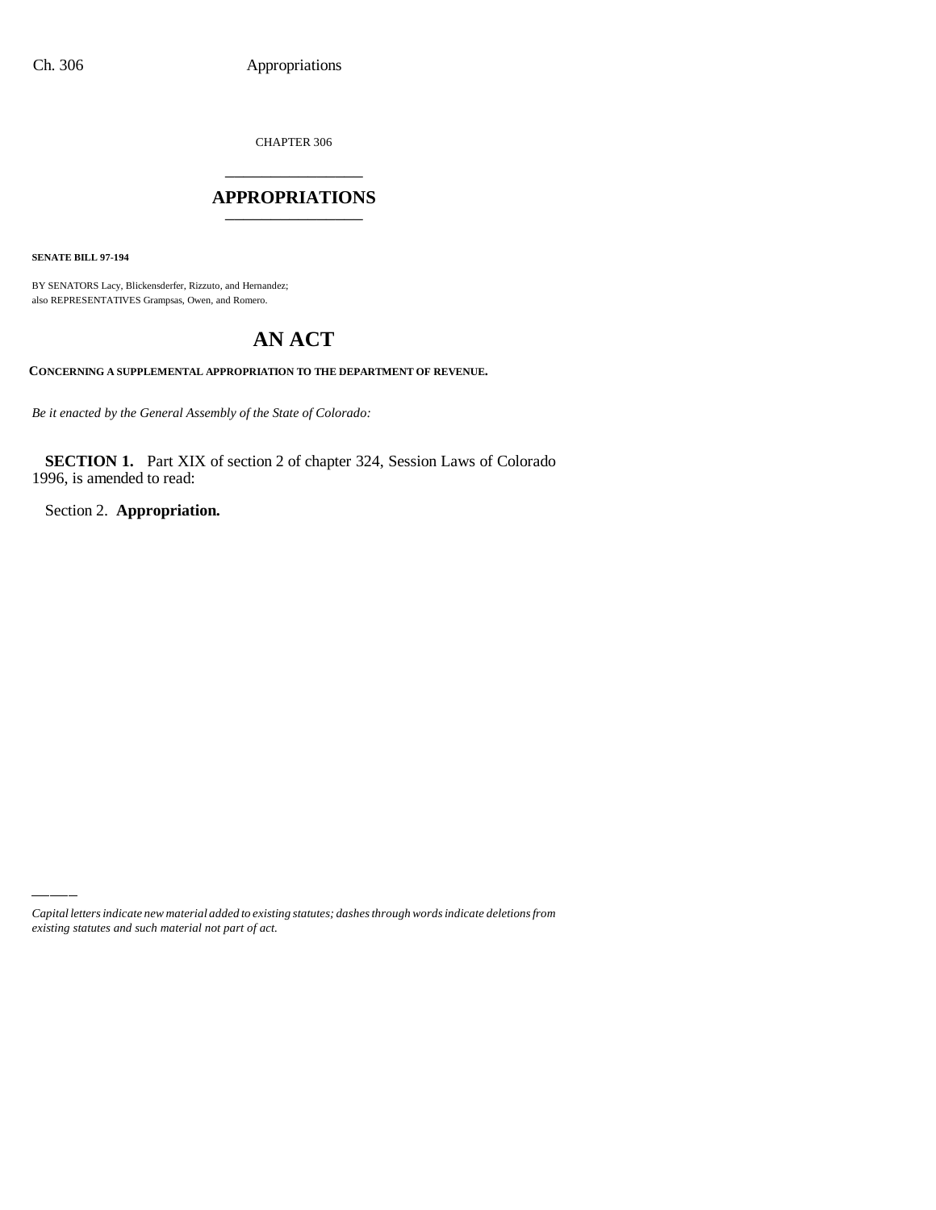CHAPTER 306

# APPROPRIATIONS

**SENATE BILL 97-194**

BY SENATORS Lacy, Blickensderfer, Rizzuto, and Hernandez;
also REPRESENTATIVES Grampsas, Owen, and Romero.

# AN ACT

**CONCERNING A SUPPLEMENTAL APPROPRIATION TO THE DEPARTMENT OF REVENUE.**

*Be it enacted by the General Assembly of the State of Colorado:*

**SECTION 1.** Part XIX of section 2 of chapter 324, Session Laws of Colorado 1996, is amended to read:

Section 2. **Appropriation.**

*Capital letters indicate new material added to existing statutes; dashes through words indicate deletions from existing statutes and such material not part of act.*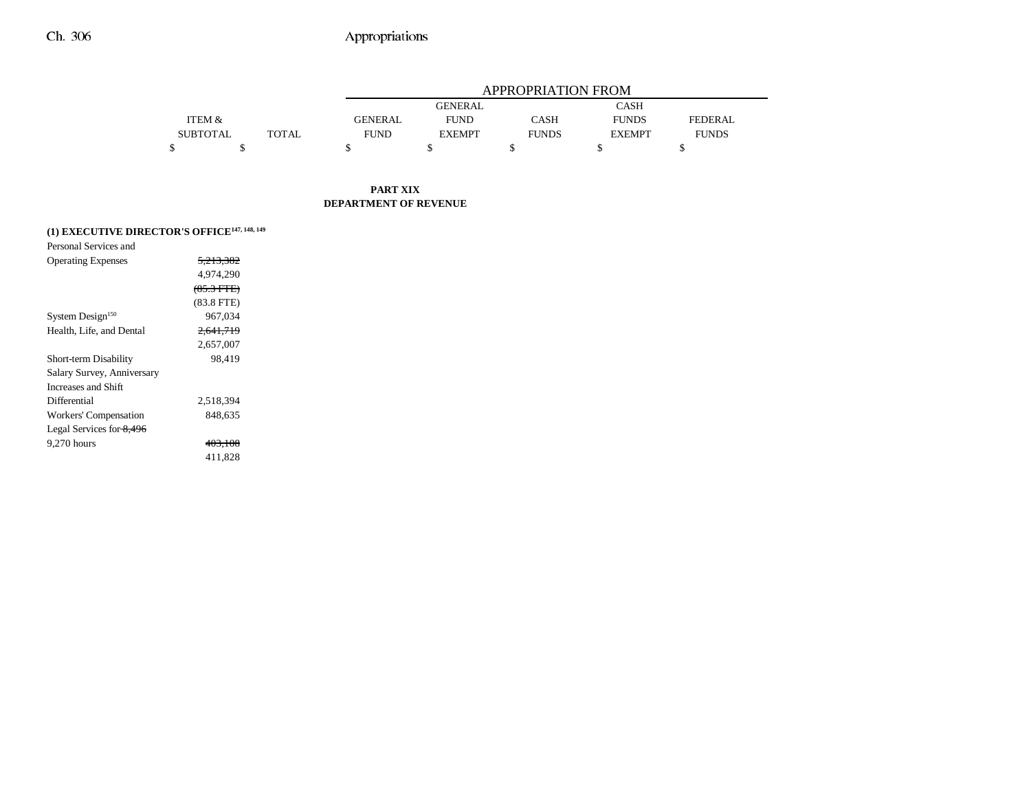| | ITEM & SUBTOTAL | TOTAL | APPROPRIATION FROM GENERAL FUND | GENERAL FUND EXEMPT | CASH FUNDS | CASH FUNDS EXEMPT | FEDERAL FUNDS |
|---|---|---|---|---|---|---|---|
| | $ | $ | $ | $ | $ | $ | $ |

**PART XIX**
**DEPARTMENT OF REVENUE**

**(1) EXECUTIVE DIRECTOR'S OFFICE**[147, 148, 149]

| | ITEM & SUBTOTAL | TOTAL | GENERAL FUND | GENERAL FUND EXEMPT | CASH FUNDS | CASH FUNDS EXEMPT | FEDERAL FUNDS |
|---|---|---|---|---|---|---|---|
| Personal Services and Operating Expenses | ~~5,213,382~~ 4,974,290 ~~(85.3 FTE)~~ (83.8 FTE) | | | | | | |
| System Design[150] | 967,034 | | | | | | |
| Health, Life, and Dental | ~~2,641,719~~ 2,657,007 | | | | | | |
| Short-term Disability | 98,419 | | | | | | |
| Salary Survey, Anniversary Increases and Shift Differential | 2,518,394 | | | | | | |
| Workers' Compensation | 848,635 | | | | | | |
| Legal Services for ~~8,496~~ 9,270 hours | ~~403,108~~ 411,828 | | | | | | |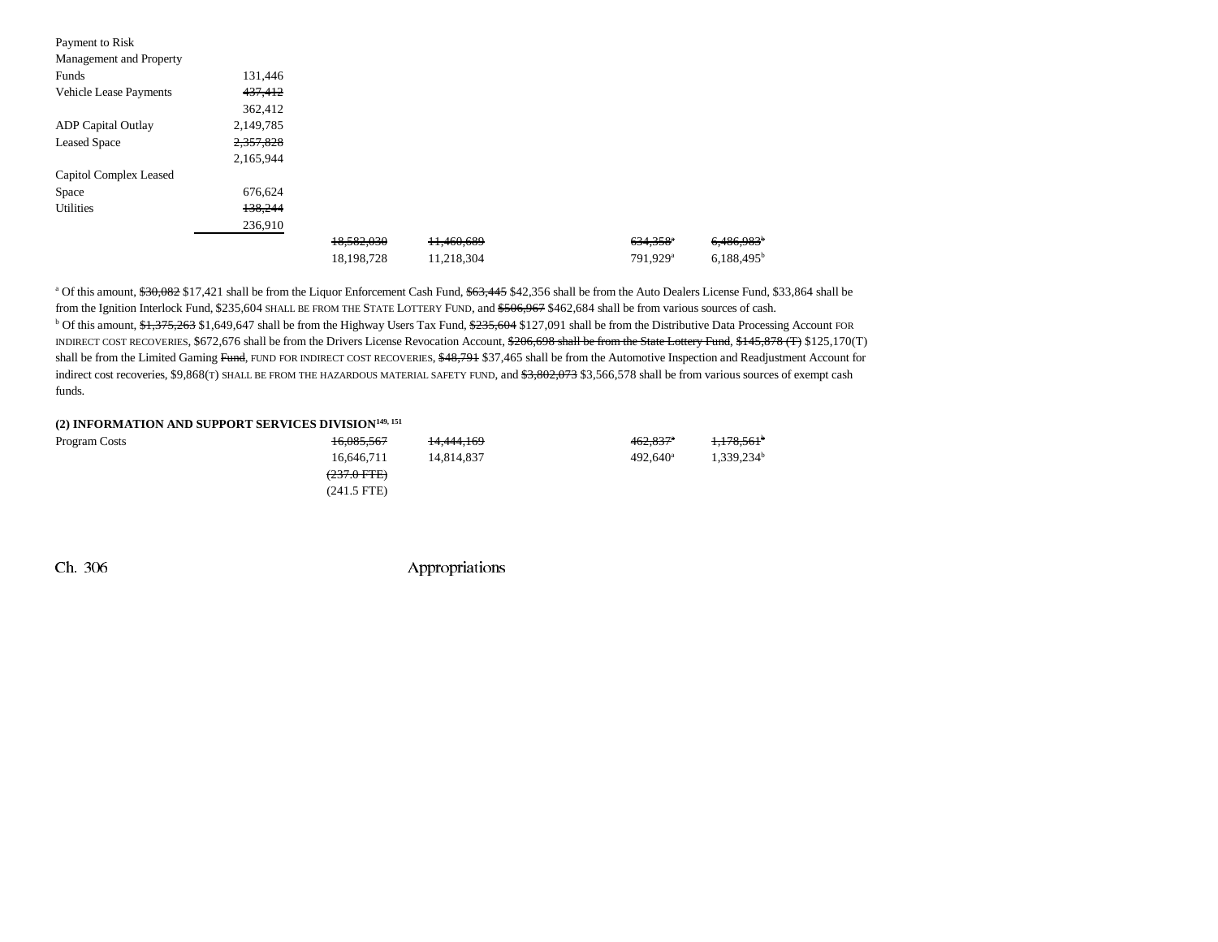| | | | | | | |
|---|---|---|---|---|---|---|
| Payment to Risk Management and Property Funds | 131,446 | | | | | |
| Vehicle Lease Payments | ~~437,412~~ 362,412 | | | | | |
| ADP Capital Outlay | 2,149,785 | | | | | |
| Leased Space | ~~2,357,828~~ 2,165,944 | | | | | |
| Capitol Complex Leased Space | 676,624 | | | | | |
| Utilities | ~~138,244~~ 236,910 | | | | | |
| | | ~~18,582,030~~ | ~~11,460,689~~ | | ~~634,358~~[a] | ~~6,486,983~~[b] |
| | | 18,198,728 | 11,218,304 | | 791,929[a] | 6,188,495[b] |

[a] Of this amount, ~~$30,082~~ $17,421 shall be from the Liquor Enforcement Cash Fund, ~~$63,445~~ $42,356 shall be from the Auto Dealers License Fund, $33,864 shall be from the Ignition Interlock Fund, $235,604 SHALL BE FROM THE STATE LOTTERY FUND, and ~~$506,967~~ $462,684 shall be from various sources of cash.

[b] Of this amount, ~~$1,375,263~~ $1,649,647 shall be from the Highway Users Tax Fund, ~~$235,604~~ $127,091 shall be from the Distributive Data Processing Account FOR INDIRECT COST RECOVERIES, $672,676 shall be from the Drivers License Revocation Account, ~~$206,698 shall be from the State Lottery Fund~~, ~~$145,878 (T)~~ $125,170(T) shall be from the Limited Gaming ~~Fund~~, FUND FOR INDIRECT COST RECOVERIES, ~~$48,791~~ $37,465 shall be from the Automotive Inspection and Readjustment Account for indirect cost recoveries, $9,868(T) SHALL BE FROM THE HAZARDOUS MATERIAL SAFETY FUND, and ~~$3,802,073~~ $3,566,578 shall be from various sources of exempt cash funds.

**(2) INFORMATION AND SUPPORT SERVICES DIVISION[149, 151]**

| | | | | | | |
|---|---|---|---|---|---|---|
| Program Costs | | ~~16,085,567~~ | ~~14,444,169~~ | | ~~462,837~~[a] | ~~1,178,561~~[b] |
| | | 16,646,711 | 14,814,837 | | 492,640[a] | 1,339,234[b] |
| | | ~~(237.0 FTE)~~ | | | | |
| | | (241.5 FTE) | | | | |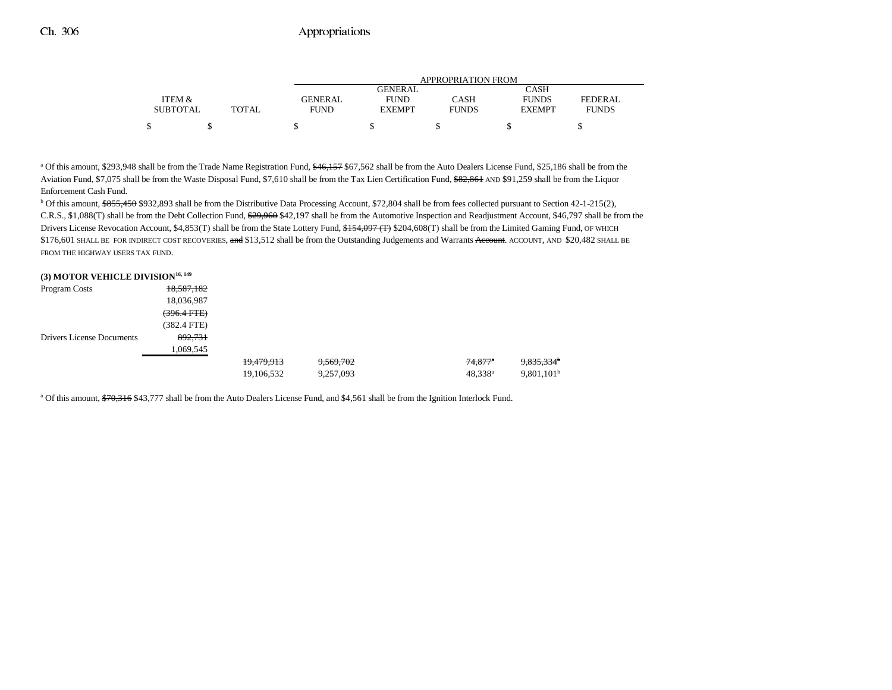| | ITEM & SUBTOTAL | TOTAL | GENERAL FUND | GENERAL FUND EXEMPT | CASH FUNDS | CASH FUNDS EXEMPT | FEDERAL FUNDS |
|---|---|---|---|---|---|---|---|
| | | | APPROPRIATION FROM | | | | |
| | $ | $ | $ | $ | $ | $ | $ |

[a] Of this amount, $293,948 shall be from the Trade Name Registration Fund, ~~$46,157~~ $67,562 shall be from the Auto Dealers License Fund, $25,186 shall be from the Aviation Fund, $7,075 shall be from the Waste Disposal Fund, $7,610 shall be from the Tax Lien Certification Fund, ~~$82,861~~ AND $91,259 shall be from the Liquor Enforcement Cash Fund.

[b] Of this amount, ~~$855,450~~ $932,893 shall be from the Distributive Data Processing Account, $72,804 shall be from fees collected pursuant to Section 42-1-215(2), C.R.S., $1,088(T) shall be from the Debt Collection Fund, ~~$29,960~~ $42,197 shall be from the Automotive Inspection and Readjustment Account, $46,797 shall be from the Drivers License Revocation Account, $4,853(T) shall be from the State Lottery Fund, ~~$154,097 (T)~~ $204,608(T) shall be from the Limited Gaming Fund, OF WHICH $176,601 SHALL BE FOR INDIRECT COST RECOVERIES, ~~and~~ $13,512 shall be from the Outstanding Judgements and Warrants ~~Account~~. ACCOUNT, AND $20,482 SHALL BE FROM THE HIGHWAY USERS TAX FUND.

**(3) MOTOR VEHICLE DIVISION[16, 149]**

| | ITEM & SUBTOTAL | TOTAL | GENERAL FUND | GENERAL FUND EXEMPT | CASH FUNDS | CASH FUNDS EXEMPT | FEDERAL FUNDS |
|---|---|---|---|---|---|---|---|
| Program Costs | ~~18,587,182~~ | | | | | | |
| | 18,036,987 | | | | | | |
| | ~~(396.4 FTE)~~ | | | | | | |
| | (382.4 FTE) | | | | | | |
| Drivers License Documents | ~~892,731~~ | | | | | | |
| | 1,069,545 | | | | | | |
| | | ~~19,479,913~~ | ~~9,569,702~~ | | ~~74,877[a]~~ | ~~9,835,334[b]~~ | |
| | | 19,106,532 | 9,257,093 | | 48,338[a] | 9,801,101[b] | |

[a] Of this amount, ~~$70,316~~ $43,777 shall be from the Auto Dealers License Fund, and $4,561 shall be from the Ignition Interlock Fund.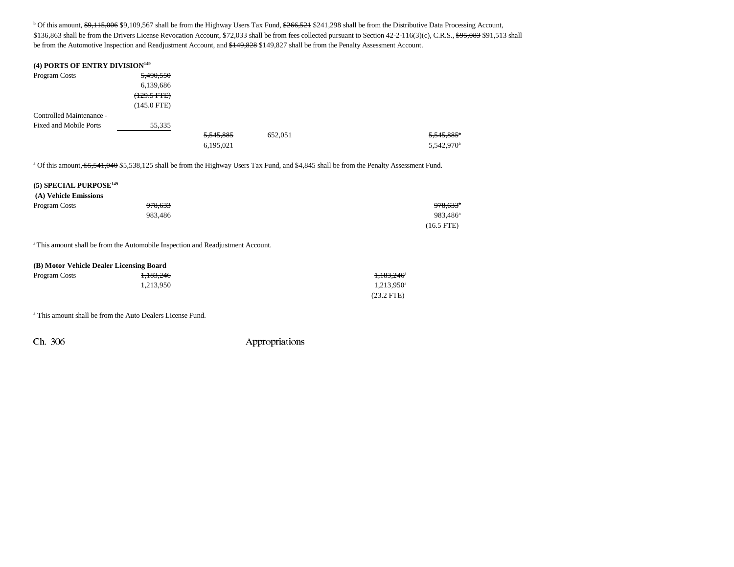[b] Of this amount, ~~$9,115,006~~ $9,109,567 shall be from the Highway Users Tax Fund, ~~$266,521~~ $241,298 shall be from the Distributive Data Processing Account, $136,863 shall be from the Drivers License Revocation Account, $72,033 shall be from fees collected pursuant to Section 42-2-116(3)(c), C.R.S., ~~$95,083~~ $91,513 shall be from the Automotive Inspection and Readjustment Account, and ~~$149,828~~ $149,827 shall be from the Penalty Assessment Account.

**(4) PORTS OF ENTRY DIVISION**[149]

| | | | | | |
|---|---|---|---|---|---|
| Program Costs | ~~5,490,550~~ 6,139,686 ~~(129.5 FTE)~~ (145.0 FTE) | | | | |
| Controlled Maintenance - Fixed and Mobile Ports | 55,335 | | | | |
| | | ~~5,545,885~~ 6,195,021 | 652,051 | | ~~5,545,885~~[a] 5,542,970[a] |

[a] Of this amount, ~~$5,541,040~~ $5,538,125 shall be from the Highway Users Tax Fund, and $4,845 shall be from the Penalty Assessment Fund.

**(5) SPECIAL PURPOSE**[149]

**(A) Vehicle Emissions**

| | | |
|---|---|---|
| Program Costs | ~~978,633~~ 983,486 | ~~978,633~~[a] 983,486[a] (16.5 FTE) |

[a] This amount shall be from the Automobile Inspection and Readjustment Account.

**(B) Motor Vehicle Dealer Licensing Board**

| | | |
|---|---|---|
| Program Costs | ~~1,183,246~~ 1,213,950 | ~~1,183,246~~[a] 1,213,950[a] (23.2 FTE) |

[a] This amount shall be from the Auto Dealers License Fund.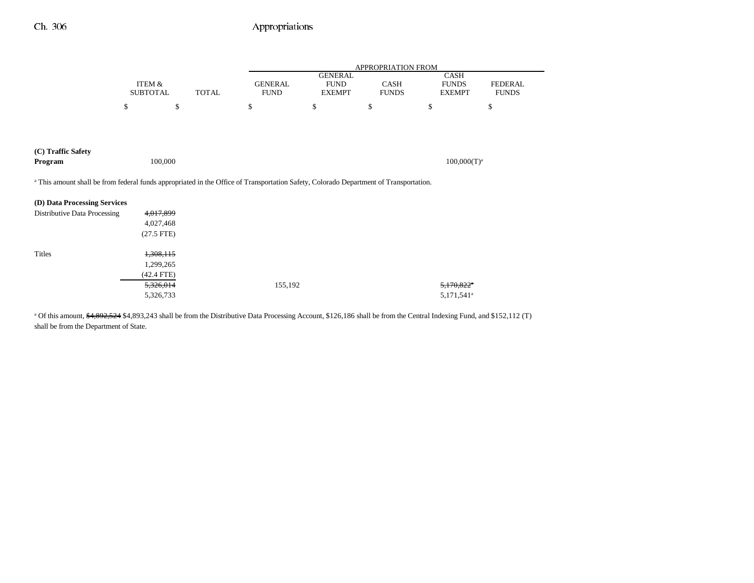| | ITEM & SUBTOTAL | TOTAL | APPROPRIATION FROM GENERAL FUND | GENERAL FUND EXEMPT | CASH FUNDS | CASH FUNDS EXEMPT | FEDERAL FUNDS |
|---|---|---|---|---|---|---|---|
| | $ | $ | $ | $ | $ | $ | $ |
| **(C) Traffic Safety Program** | 100,000 | | | | | 100,000(T)[a] | |

[a] This amount shall be from federal funds appropriated in the Office of Transportation Safety, Colorado Department of Transportation.

| | ITEM & SUBTOTAL | TOTAL | GENERAL FUND | GENERAL FUND EXEMPT | CASH FUNDS | CASH FUNDS EXEMPT | FEDERAL FUNDS |
|---|---|---|---|---|---|---|---|
| **(D) Data Processing Services** | | | | | | | |
| Distributive Data Processing | ~~4,017,899~~ 4,027,468 (27.5 FTE) | | | | | | |
| Titles | ~~1,308,115~~ 1,299,265 (42.4 FTE) | | | | | | |
| | ~~5,326,014~~ 5,326,733 | | 155,192 | | | ~~5,170,822~~[a] 5,171,541[a] | |

[a] Of this amount, ~~$4,892,524~~ $4,893,243 shall be from the Distributive Data Processing Account, $126,186 shall be from the Central Indexing Fund, and $152,112 (T) shall be from the Department of State.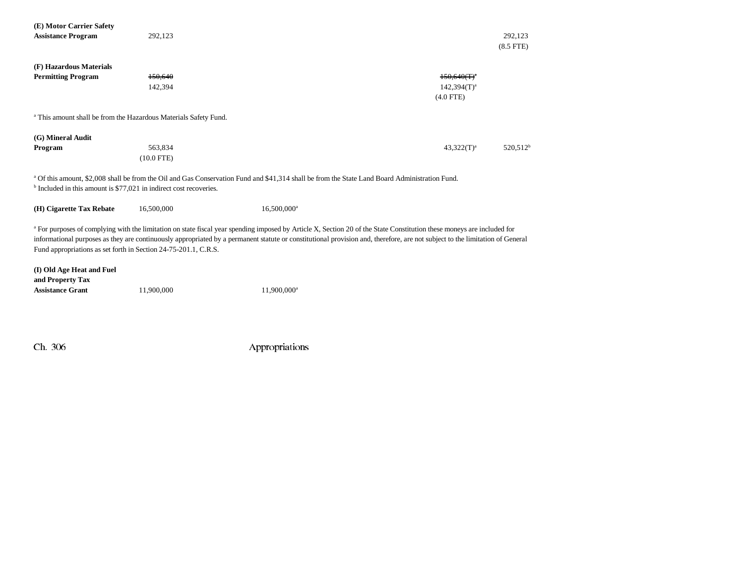| | | | | | |
|---|---|---|---|---|---|
| **(E) Motor Carrier Safety Assistance Program** | 292,123 | | | | 292,123 (8.5 FTE) |
| **(F) Hazardous Materials Permitting Program** | ~~150,640~~ 142,394 | | | ~~150,640(T)[a]~~ 142,394(T)[a] (4.0 FTE) | |

[a] This amount shall be from the Hazardous Materials Safety Fund.

| | | | | | |
|---|---|---|---|---|---|
| **(G) Mineral Audit Program** | 563,834 (10.0 FTE) | | | 43,322(T)[a] | 520,512[b] |

[a] Of this amount, $2,008 shall be from the Oil and Gas Conservation Fund and $41,314 shall be from the State Land Board Administration Fund.
[b] Included in this amount is $77,021 in indirect cost recoveries.

| | | | | | |
|---|---|---|---|---|---|
| **(H) Cigarette Tax Rebate** | 16,500,000 | 16,500,000[a] | | | |

[a] For purposes of complying with the limitation on state fiscal year spending imposed by Article X, Section 20 of the State Constitution these moneys are included for informational purposes as they are continuously appropriated by a permanent statute or constitutional provision and, therefore, are not subject to the limitation of General Fund appropriations as set forth in Section 24-75-201.1, C.R.S.

| | | | | | |
|---|---|---|---|---|---|
| **(I) Old Age Heat and Fuel and Property Tax Assistance Grant** | 11,900,000 | 11,900,000[a] | | | |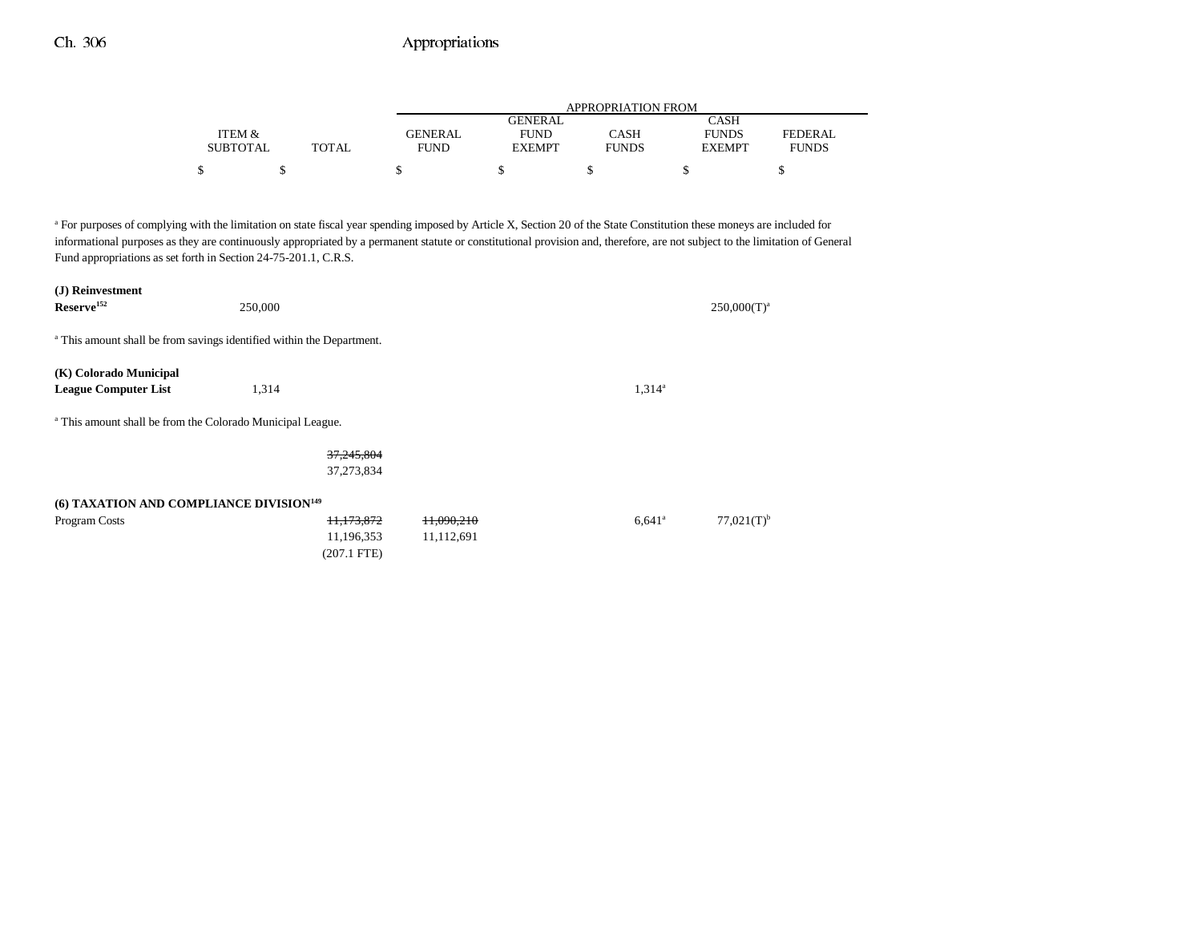| | ITEM & SUBTOTAL | TOTAL | GENERAL FUND | GENERAL FUND EXEMPT | CASH FUNDS | CASH FUNDS EXEMPT | FEDERAL FUNDS |
|---|---|---|---|---|---|---|---|
| | $ | $ | $ | $ | $ | $ | $ |

[a] For purposes of complying with the limitation on state fiscal year spending imposed by Article X, Section 20 of the State Constitution these moneys are included for informational purposes as they are continuously appropriated by a permanent statute or constitutional provision and, therefore, are not subject to the limitation of General Fund appropriations as set forth in Section 24-75-201.1, C.R.S.

| | ITEM & SUBTOTAL | TOTAL | GENERAL FUND | GENERAL FUND EXEMPT | CASH FUNDS | CASH FUNDS EXEMPT | FEDERAL FUNDS |
|---|---|---|---|---|---|---|---|
| **(J) Reinvestment Reserve**[152] | 250,000 | | | | | 250,000(T)[a] | |

[a] This amount shall be from savings identified within the Department.

| | ITEM & SUBTOTAL | TOTAL | GENERAL FUND | GENERAL FUND EXEMPT | CASH FUNDS | CASH FUNDS EXEMPT | FEDERAL FUNDS |
|---|---|---|---|---|---|---|---|
| **(K) Colorado Municipal League Computer List** | 1,314 | | | | 1,314[a] | | |

[a] This amount shall be from the Colorado Municipal League.

| | ITEM & SUBTOTAL | TOTAL | GENERAL FUND | GENERAL FUND EXEMPT | CASH FUNDS | CASH FUNDS EXEMPT | FEDERAL FUNDS |
|---|---|---|---|---|---|---|---|
| | | ~~37,245,804~~ 37,273,834 | | | | | |

**(6) TAXATION AND COMPLIANCE DIVISION**[149]

| | ITEM & SUBTOTAL | TOTAL | GENERAL FUND | GENERAL FUND EXEMPT | CASH FUNDS | CASH FUNDS EXEMPT | FEDERAL FUNDS |
|---|---|---|---|---|---|---|---|
| Program Costs | | ~~11,173,872~~ 11,196,353 (207.1 FTE) | ~~11,090,210~~ 11,112,691 | | 6,641[a] | 77,021(T)[b] | |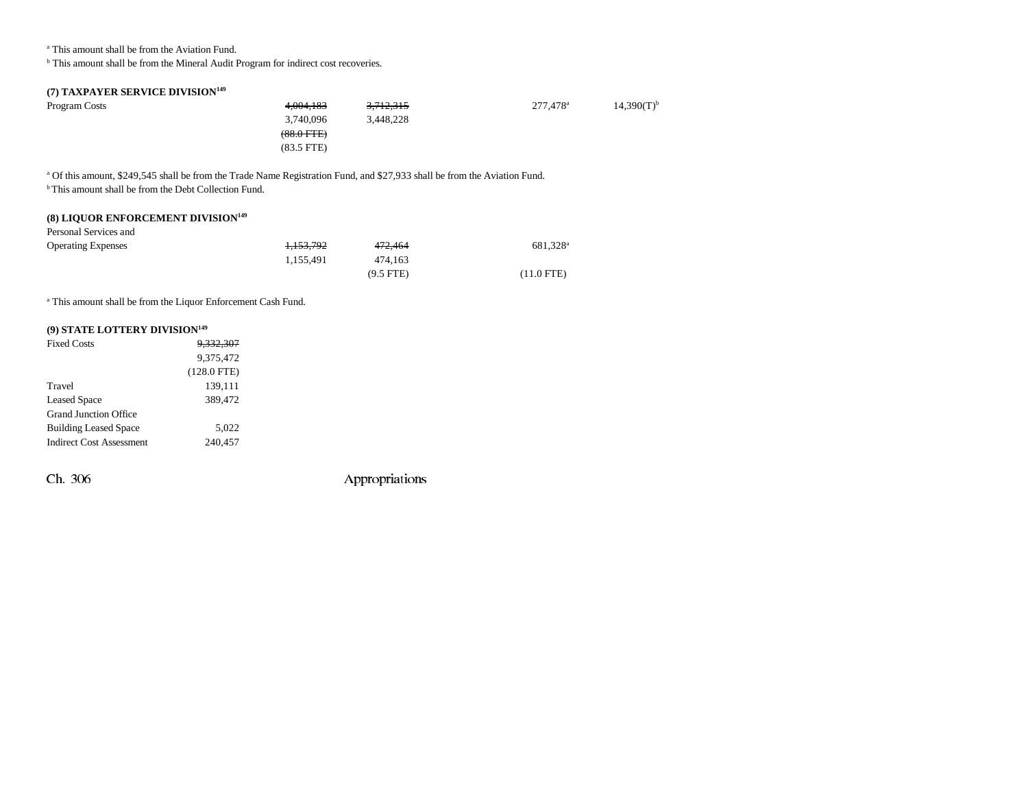[a] This amount shall be from the Aviation Fund.
[b] This amount shall be from the Mineral Audit Program for indirect cost recoveries.

**(7) TAXPAYER SERVICE DIVISION[149]**

| | | | | | |
|---|---|---|---|---|---|
| Program Costs | ~~4,004,183~~ 3,740,096 ~~(88.0 FTE)~~ (83.5 FTE) | ~~3,712,315~~ 3,448,228 | | 277,478[a] | 14,390(T)[b] |

[a] Of this amount, $249,545 shall be from the Trade Name Registration Fund, and $27,933 shall be from the Aviation Fund.
[b] This amount shall be from the Debt Collection Fund.

**(8) LIQUOR ENFORCEMENT DIVISION[149]**

| | | | | |
|---|---|---|---|---|
| Personal Services and Operating Expenses | ~~1,153,792~~ 1,155,491 | ~~472,464~~ 474,163 (9.5 FTE) | | 681,328[a] (11.0 FTE) |

[a] This amount shall be from the Liquor Enforcement Cash Fund.

**(9) STATE LOTTERY DIVISION[149]**

| | |
|---|---|
| Fixed Costs | ~~9,332,307~~ 9,375,472 (128.0 FTE) |
| Travel | 139,111 |
| Leased Space | 389,472 |
| Grand Junction Office Building Leased Space | 5,022 |
| Indirect Cost Assessment | 240,457 |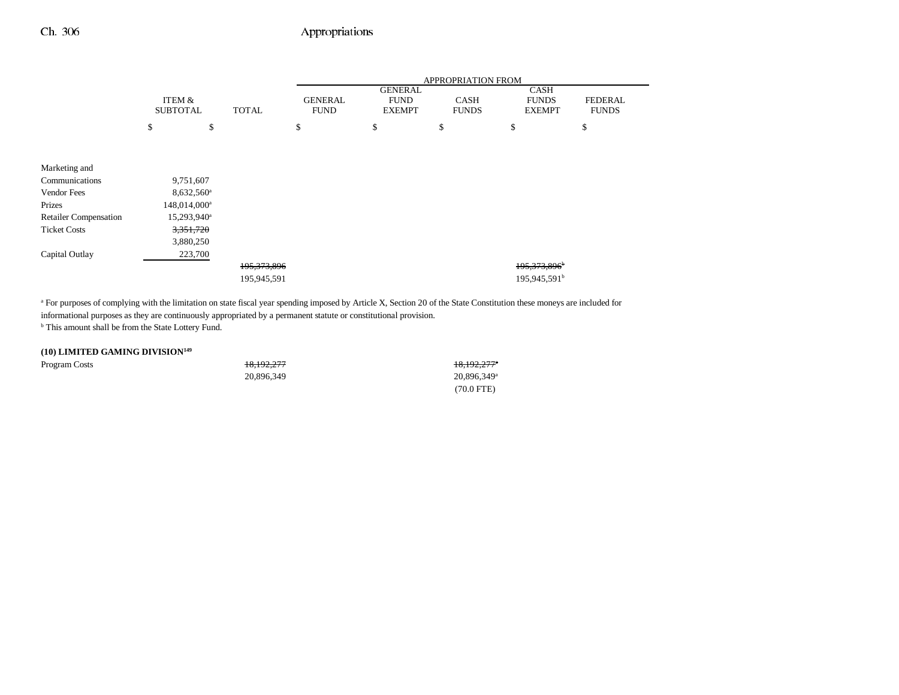| | ITEM & SUBTOTAL | TOTAL | APPROPRIATION FROM GENERAL FUND | GENERAL FUND EXEMPT | CASH FUNDS | CASH FUNDS EXEMPT | FEDERAL FUNDS |
|---|---|---|---|---|---|---|---|
| | $ | $ | $ | $ | $ | $ | $ |
| Marketing and Communications | 9,751,607 | | | | | | |
| Vendor Fees | 8,632,560[a] | | | | | | |
| Prizes | 148,014,000[a] | | | | | | |
| Retailer Compensation | 15,293,940[a] | | | | | | |
| Ticket Costs | ~~3,351,720~~ 3,880,250 | | | | | | |
| Capital Outlay | 223,700 | | | | | | |
| | | ~~195,373,896~~ 195,945,591 | | | | ~~195,373,896~~[b] 195,945,591[b] | |

[a] For purposes of complying with the limitation on state fiscal year spending imposed by Article X, Section 20 of the State Constitution these moneys are included for informational purposes as they are continuously appropriated by a permanent statute or constitutional provision.
[b] This amount shall be from the State Lottery Fund.

**(10) LIMITED GAMING DIVISION[149]**

| | ITEM & SUBTOTAL | TOTAL | GENERAL FUND | GENERAL FUND EXEMPT | CASH FUNDS | CASH FUNDS EXEMPT | FEDERAL FUNDS |
|---|---|---|---|---|---|---|---|
| Program Costs | | ~~18,192,277~~ 20,896,349 | | | ~~18,192,277~~[a] 20,896,349[a] (70.0 FTE) | | |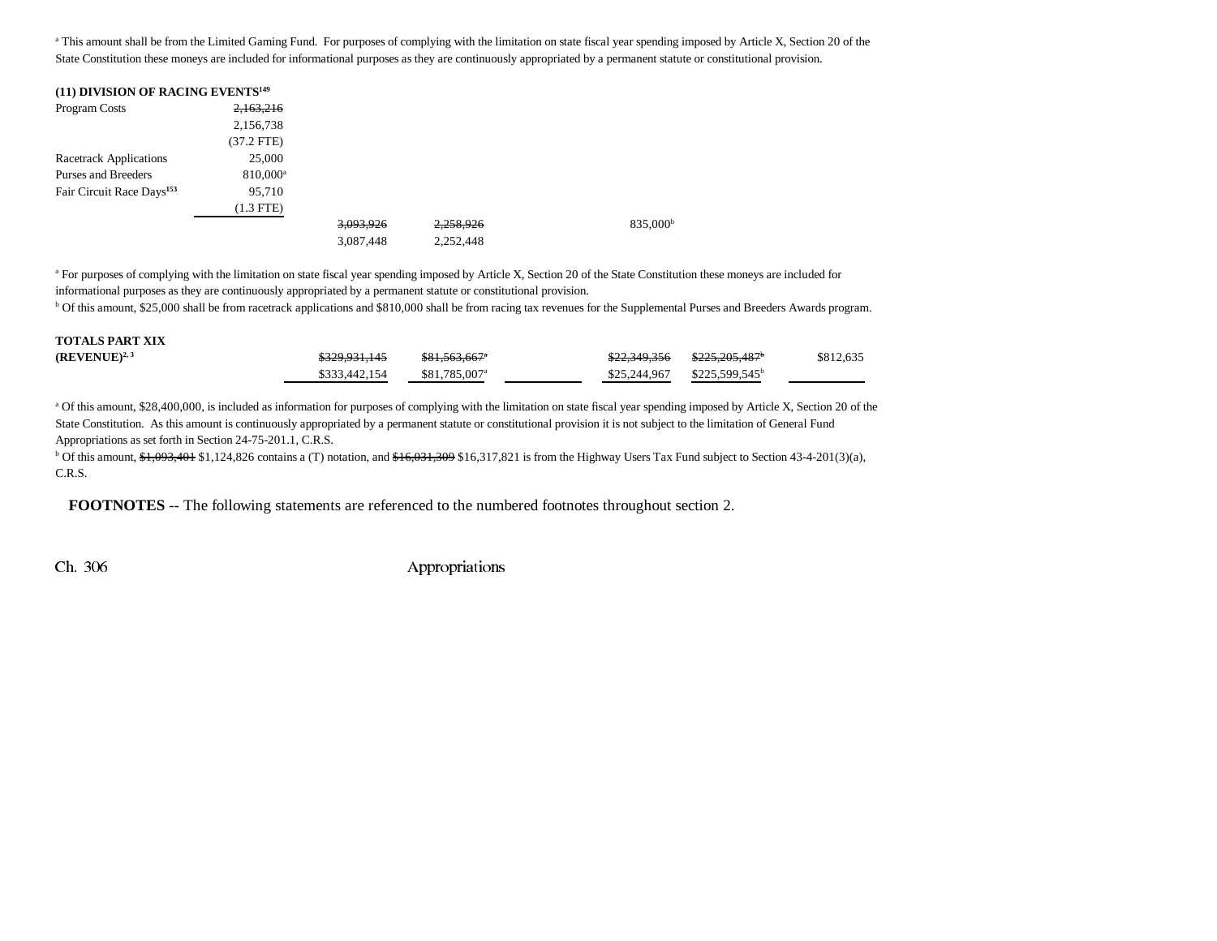[a] This amount shall be from the Limited Gaming Fund. For purposes of complying with the limitation on state fiscal year spending imposed by Article X, Section 20 of the State Constitution these moneys are included for informational purposes as they are continuously appropriated by a permanent statute or constitutional provision.

**(11) DIVISION OF RACING EVENTS[149]**

| | | | | | | | |
|---|---|---|---|---|---|---|---|
| Program Costs | ~~2,163,216~~ 2,156,738 (37.2 FTE) | | | | | | |
| Racetrack Applications | 25,000 | | | | | | |
| Purses and Breeders | 810,000[a] | | | | | | |
| Fair Circuit Race Days[153] | 95,710 (1.3 FTE) | | | | | | |
| | | ~~3,093,926~~ 3,087,448 | ~~2,258,926~~ 2,252,448 | | | 835,000[b] | |

[a] For purposes of complying with the limitation on state fiscal year spending imposed by Article X, Section 20 of the State Constitution these moneys are included for informational purposes as they are continuously appropriated by a permanent statute or constitutional provision.
[b] Of this amount, $25,000 shall be from racetrack applications and $810,000 shall be from racing tax revenues for the Supplemental Purses and Breeders Awards program.

| | | | | | | |
|---|---|---|---|---|---|---|
| **TOTALS PART XIX (REVENUE)[2, 3]** | ~~$329,931,145~~ $333,442,154 | ~~$81,563,667[a]~~ $81,785,007[a] | | ~~$22,349,356~~ $25,244,967 | ~~$225,205,487[b]~~ $225,599,545[b] | $812,635 |

[a] Of this amount, $28,400,000, is included as information for purposes of complying with the limitation on state fiscal year spending imposed by Article X, Section 20 of the State Constitution. As this amount is continuously appropriated by a permanent statute or constitutional provision it is not subject to the limitation of General Fund Appropriations as set forth in Section 24-75-201.1, C.R.S.
[b] Of this amount, ~~$1,093,401~~ $1,124,826 contains a (T) notation, and ~~$16,031,309~~ $16,317,821 is from the Highway Users Tax Fund subject to Section 43-4-201(3)(a), C.R.S.

**FOOTNOTES** -- The following statements are referenced to the numbered footnotes throughout section 2.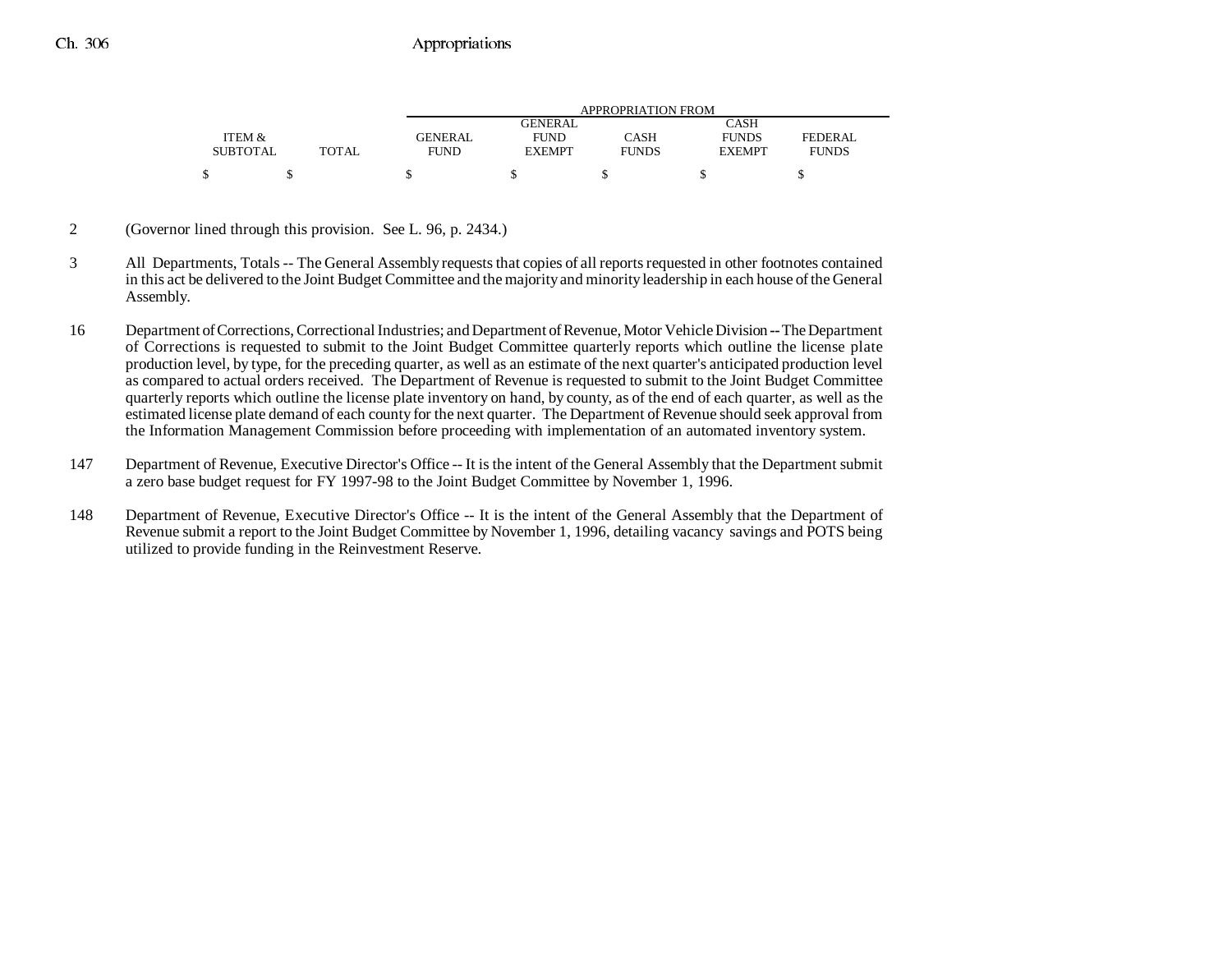| ITEM & SUBTOTAL | TOTAL | GENERAL FUND | GENERAL FUND EXEMPT | CASH FUNDS | CASH FUNDS EXEMPT | FEDERAL FUNDS |
|---|---|---|---|---|---|---|
| | | APPROPRIATION FROM | | | | |
| $ | $ | $ | $ | $ | $ | $ |

2 (Governor lined through this provision. See L. 96, p. 2434.)

3 All Departments, Totals -- The General Assembly requests that copies of all reports requested in other footnotes contained in this act be delivered to the Joint Budget Committee and the majority and minority leadership in each house of the General Assembly.

16 Department of Corrections, Correctional Industries; and Department of Revenue, Motor Vehicle Division -- The Department of Corrections is requested to submit to the Joint Budget Committee quarterly reports which outline the license plate production level, by type, for the preceding quarter, as well as an estimate of the next quarter's anticipated production level as compared to actual orders received. The Department of Revenue is requested to submit to the Joint Budget Committee quarterly reports which outline the license plate inventory on hand, by county, as of the end of each quarter, as well as the estimated license plate demand of each county for the next quarter. The Department of Revenue should seek approval from the Information Management Commission before proceeding with implementation of an automated inventory system.

147 Department of Revenue, Executive Director's Office -- It is the intent of the General Assembly that the Department submit a zero base budget request for FY 1997-98 to the Joint Budget Committee by November 1, 1996.

148 Department of Revenue, Executive Director's Office -- It is the intent of the General Assembly that the Department of Revenue submit a report to the Joint Budget Committee by November 1, 1996, detailing vacancy savings and POTS being utilized to provide funding in the Reinvestment Reserve.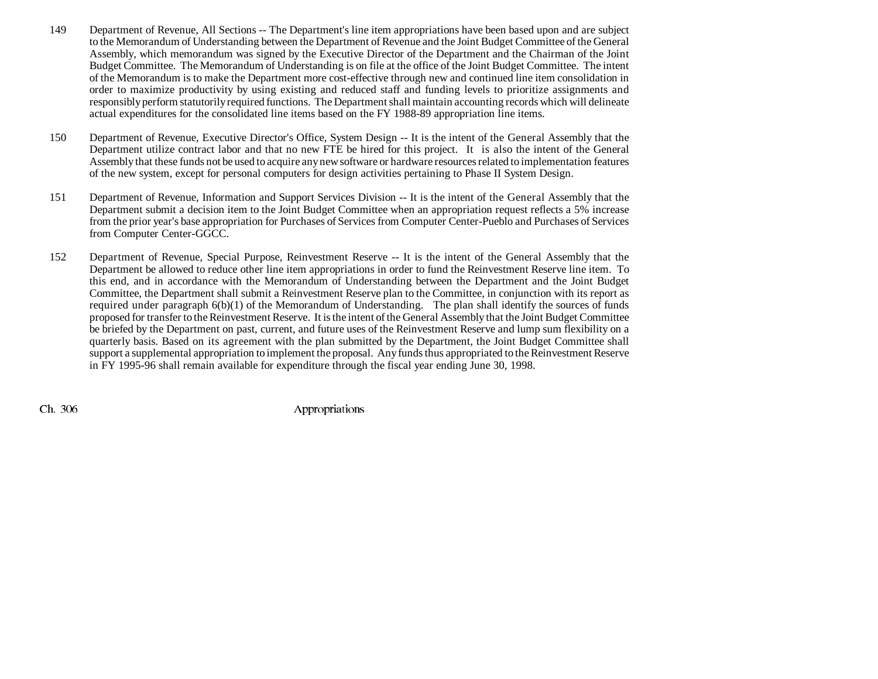149 Department of Revenue, All Sections -- The Department's line item appropriations have been based upon and are subject to the Memorandum of Understanding between the Department of Revenue and the Joint Budget Committee of the General Assembly, which memorandum was signed by the Executive Director of the Department and the Chairman of the Joint Budget Committee. The Memorandum of Understanding is on file at the office of the Joint Budget Committee. The intent of the Memorandum is to make the Department more cost-effective through new and continued line item consolidation in order to maximize productivity by using existing and reduced staff and funding levels to prioritize assignments and responsibly perform statutorily required functions. The Department shall maintain accounting records which will delineate actual expenditures for the consolidated line items based on the FY 1988-89 appropriation line items.

150 Department of Revenue, Executive Director's Office, System Design -- It is the intent of the General Assembly that the Department utilize contract labor and that no new FTE be hired for this project. It is also the intent of the General Assembly that these funds not be used to acquire any new software or hardware resources related to implementation features of the new system, except for personal computers for design activities pertaining to Phase II System Design.

151 Department of Revenue, Information and Support Services Division -- It is the intent of the General Assembly that the Department submit a decision item to the Joint Budget Committee when an appropriation request reflects a 5% increase from the prior year's base appropriation for Purchases of Services from Computer Center-Pueblo and Purchases of Services from Computer Center-GGCC.

152 Department of Revenue, Special Purpose, Reinvestment Reserve -- It is the intent of the General Assembly that the Department be allowed to reduce other line item appropriations in order to fund the Reinvestment Reserve line item. To this end, and in accordance with the Memorandum of Understanding between the Department and the Joint Budget Committee, the Department shall submit a Reinvestment Reserve plan to the Committee, in conjunction with its report as required under paragraph 6(b)(1) of the Memorandum of Understanding. The plan shall identify the sources of funds proposed for transfer to the Reinvestment Reserve. It is the intent of the General Assembly that the Joint Budget Committee be briefed by the Department on past, current, and future uses of the Reinvestment Reserve and lump sum flexibility on a quarterly basis. Based on its agreement with the plan submitted by the Department, the Joint Budget Committee shall support a supplemental appropriation to implement the proposal. Any funds thus appropriated to the Reinvestment Reserve in FY 1995-96 shall remain available for expenditure through the fiscal year ending June 30, 1998.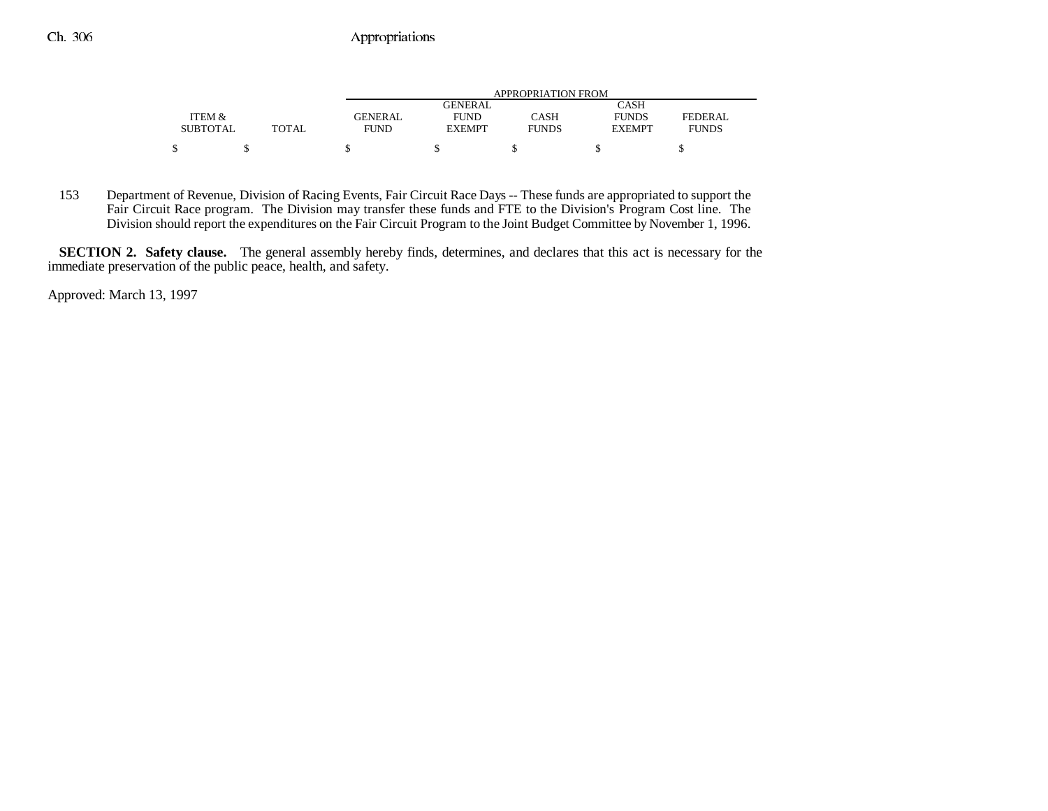| ITEM & SUBTOTAL | TOTAL | GENERAL FUND | GENERAL FUND EXEMPT | CASH FUNDS | CASH FUNDS EXEMPT | FEDERAL FUNDS |
|---|---|---|---|---|---|---|
| | | APPROPRIATION FROM | | | | |
| $ | $ | $ | $ | $ | $ | $ |

153 Department of Revenue, Division of Racing Events, Fair Circuit Race Days -- These funds are appropriated to support the Fair Circuit Race program. The Division may transfer these funds and FTE to the Division's Program Cost line. The Division should report the expenditures on the Fair Circuit Program to the Joint Budget Committee by November 1, 1996.

**SECTION 2. Safety clause.** The general assembly hereby finds, determines, and declares that this act is necessary for the immediate preservation of the public peace, health, and safety.

Approved: March 13, 1997